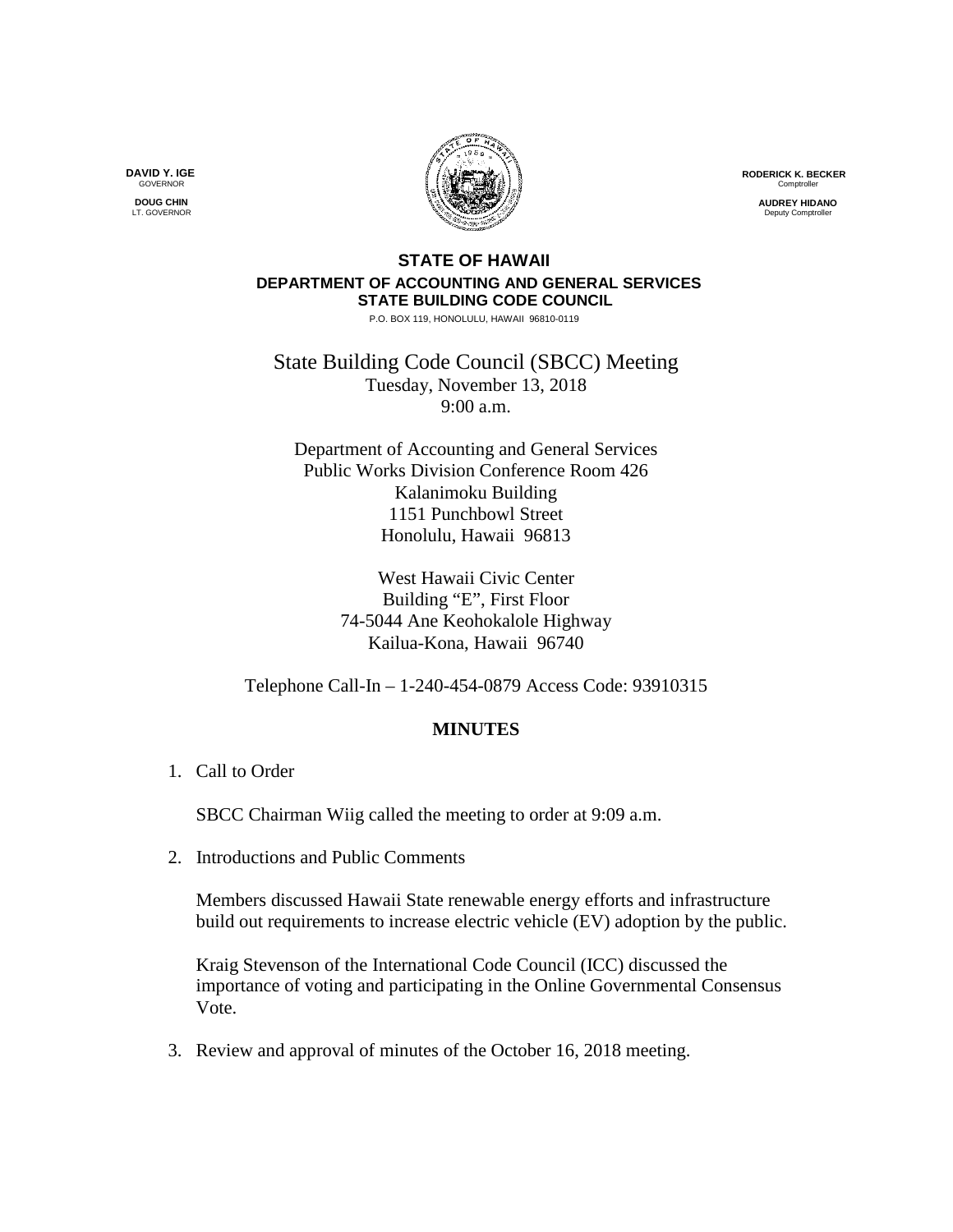**DAVID Y. IGE**
GOVERNOR

**DOUG CHIN**
LT. GOVERNOR

**RODERICK K. BECKER**
Comptroller

**AUDREY HIDANO**
Deputy Comptroller

**STATE OF HAWAII**
**DEPARTMENT OF ACCOUNTING AND GENERAL SERVICES**
**STATE BUILDING CODE COUNCIL**
P.O. BOX 119, HONOLULU, HAWAII 96810-0119

State Building Code Council (SBCC) Meeting
Tuesday, November 13, 2018
9:00 a.m.

Department of Accounting and General Services
Public Works Division Conference Room 426
Kalanimoku Building
1151 Punchbowl Street
Honolulu, Hawaii 96813

West Hawaii Civic Center
Building "E", First Floor
74-5044 Ane Keohokalole Highway
Kailua-Kona, Hawaii 96740

Telephone Call-In – 1-240-454-0879 Access Code: 93910315

## MINUTES

1. Call to Order

   SBCC Chairman Wiig called the meeting to order at 9:09 a.m.

2. Introductions and Public Comments

   Members discussed Hawaii State renewable energy efforts and infrastructure build out requirements to increase electric vehicle (EV) adoption by the public.

   Kraig Stevenson of the International Code Council (ICC) discussed the importance of voting and participating in the Online Governmental Consensus Vote.

3. Review and approval of minutes of the October 16, 2018 meeting.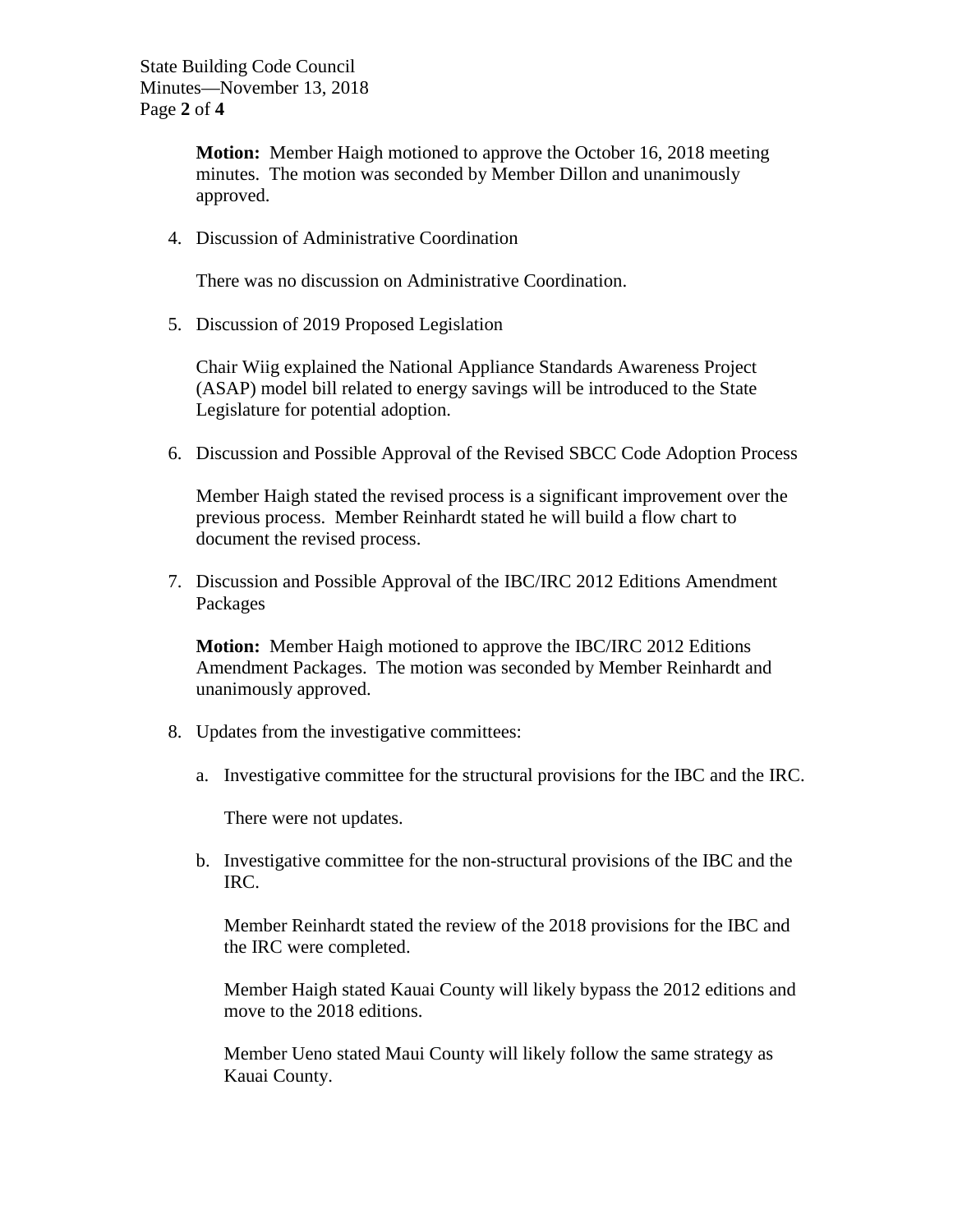**Motion:** Member Haigh motioned to approve the October 16, 2018 meeting minutes. The motion was seconded by Member Dillon and unanimously approved.

4. Discussion of Administrative Coordination

   There was no discussion on Administrative Coordination.

5. Discussion of 2019 Proposed Legislation

   Chair Wiig explained the National Appliance Standards Awareness Project (ASAP) model bill related to energy savings will be introduced to the State Legislature for potential adoption.

6. Discussion and Possible Approval of the Revised SBCC Code Adoption Process

   Member Haigh stated the revised process is a significant improvement over the previous process. Member Reinhardt stated he will build a flow chart to document the revised process.

7. Discussion and Possible Approval of the IBC/IRC 2012 Editions Amendment Packages

   **Motion:** Member Haigh motioned to approve the IBC/IRC 2012 Editions Amendment Packages. The motion was seconded by Member Reinhardt and unanimously approved.

8. Updates from the investigative committees:

   a. Investigative committee for the structural provisions for the IBC and the IRC.

      There were not updates.

   b. Investigative committee for the non-structural provisions of the IBC and the IRC.

      Member Reinhardt stated the review of the 2018 provisions for the IBC and the IRC were completed.

      Member Haigh stated Kauai County will likely bypass the 2012 editions and move to the 2018 editions.

      Member Ueno stated Maui County will likely follow the same strategy as Kauai County.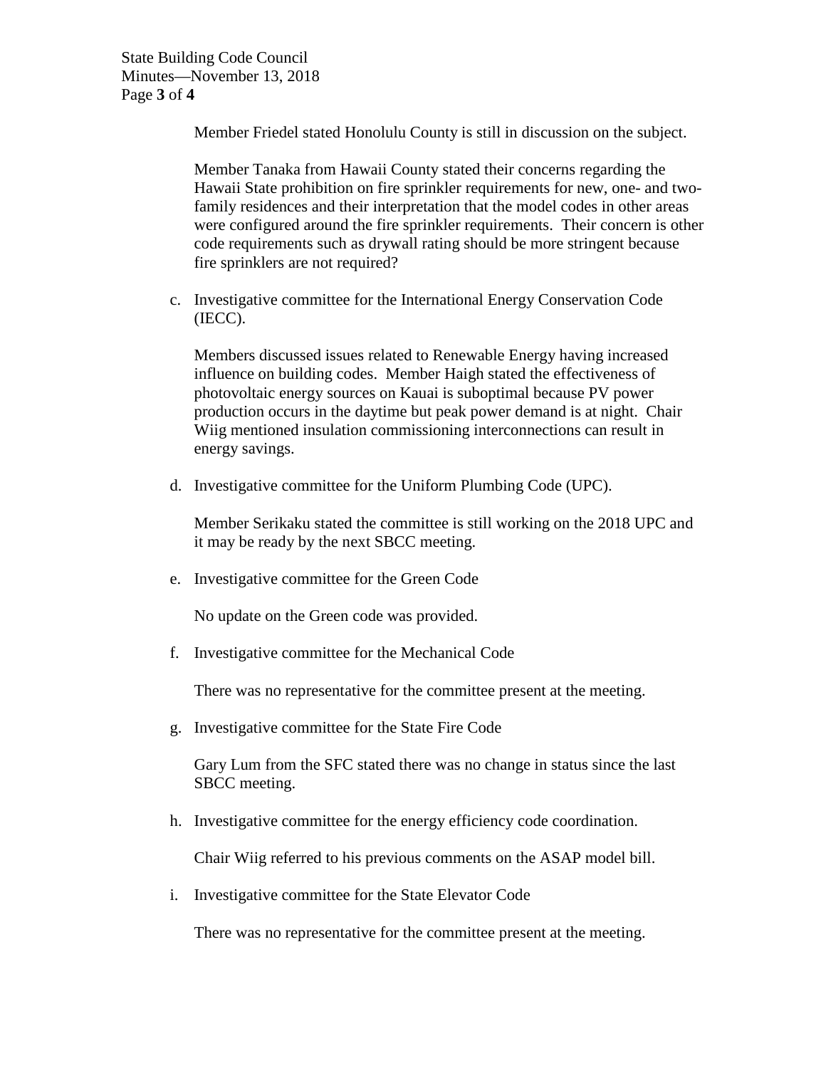Member Friedel stated Honolulu County is still in discussion on the subject.

Member Tanaka from Hawaii County stated their concerns regarding the Hawaii State prohibition on fire sprinkler requirements for new, one- and two-family residences and their interpretation that the model codes in other areas were configured around the fire sprinkler requirements. Their concern is other code requirements such as drywall rating should be more stringent because fire sprinklers are not required?

c. Investigative committee for the International Energy Conservation Code (IECC).

   Members discussed issues related to Renewable Energy having increased influence on building codes. Member Haigh stated the effectiveness of photovoltaic energy sources on Kauai is suboptimal because PV power production occurs in the daytime but peak power demand is at night. Chair Wiig mentioned insulation commissioning interconnections can result in energy savings.

d. Investigative committee for the Uniform Plumbing Code (UPC).

   Member Serikaku stated the committee is still working on the 2018 UPC and it may be ready by the next SBCC meeting.

e. Investigative committee for the Green Code

   No update on the Green code was provided.

f. Investigative committee for the Mechanical Code

   There was no representative for the committee present at the meeting.

g. Investigative committee for the State Fire Code

   Gary Lum from the SFC stated there was no change in status since the last SBCC meeting.

h. Investigative committee for the energy efficiency code coordination.

   Chair Wiig referred to his previous comments on the ASAP model bill.

i. Investigative committee for the State Elevator Code

   There was no representative for the committee present at the meeting.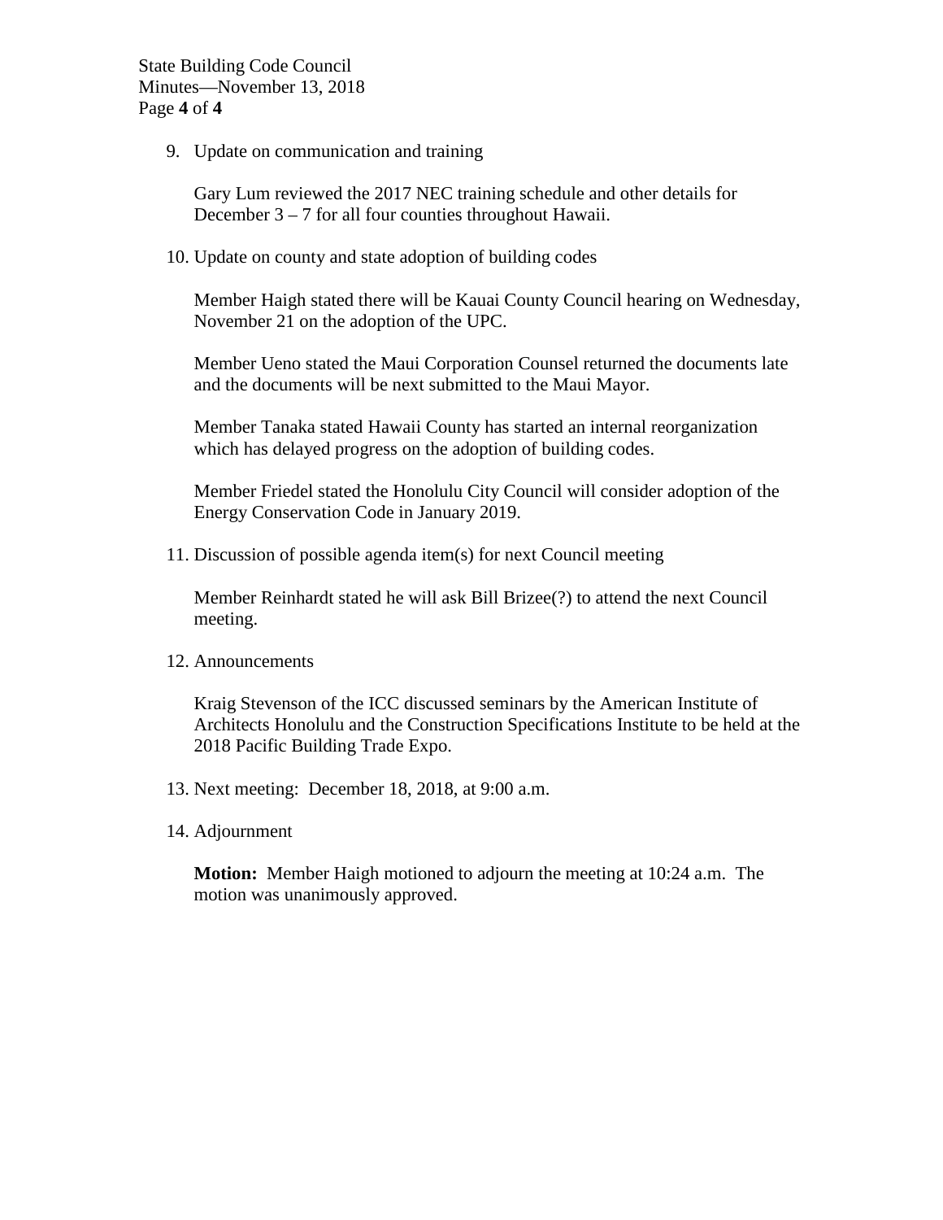9. Update on communication and training

   Gary Lum reviewed the 2017 NEC training schedule and other details for December 3 – 7 for all four counties throughout Hawaii.

10. Update on county and state adoption of building codes

    Member Haigh stated there will be Kauai County Council hearing on Wednesday, November 21 on the adoption of the UPC.

    Member Ueno stated the Maui Corporation Counsel returned the documents late and the documents will be next submitted to the Maui Mayor.

    Member Tanaka stated Hawaii County has started an internal reorganization which has delayed progress on the adoption of building codes.

    Member Friedel stated the Honolulu City Council will consider adoption of the Energy Conservation Code in January 2019.

11. Discussion of possible agenda item(s) for next Council meeting

    Member Reinhardt stated he will ask Bill Brizee(?) to attend the next Council meeting.

12. Announcements

    Kraig Stevenson of the ICC discussed seminars by the American Institute of Architects Honolulu and the Construction Specifications Institute to be held at the 2018 Pacific Building Trade Expo.

13. Next meeting: December 18, 2018, at 9:00 a.m.

14. Adjournment

    **Motion:** Member Haigh motioned to adjourn the meeting at 10:24 a.m. The motion was unanimously approved.